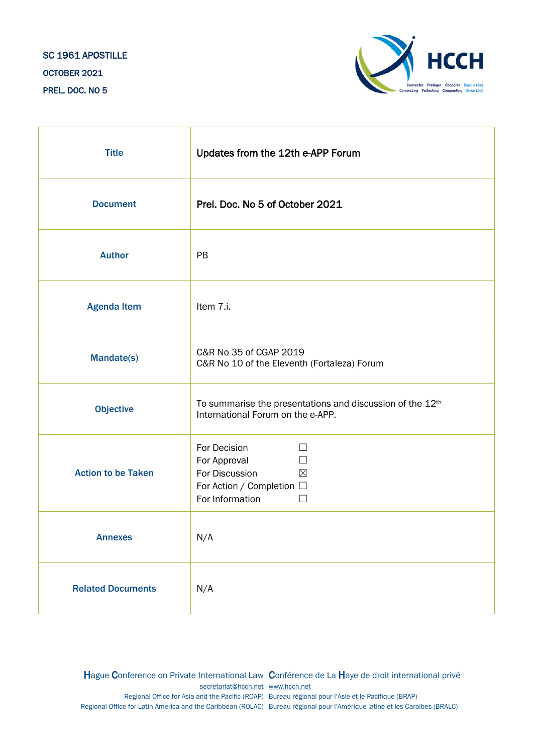SC 1961 APOSTILLE

OCTOBER 2021

PREL. DOC. NO 5

| Title | Updates from the 12th e-APP Forum |
|---|---|
| Document | Prel. Doc. No 5 of October 2021 |
| Author | PB |
| Agenda Item | Item 7.i. |
| Mandate(s) | C&R No 35 of CGAP 2019<br>C&R No 10 of the Eleventh (Fortaleza) Forum |
| Objective | To summarise the presentations and discussion of the 12th International Forum on the e-APP. |
| Action to be Taken | For Decision ☐<br>For Approval ☐<br>For Discussion ☒<br>For Action / Completion ☐<br>For Information ☐ |
| Annexes | N/A |
| Related Documents | N/A |

Hague Conference on Private International Law Conférence de La Haye de droit international privé
secretariat@hcch.net www.hcch.net
Regional Office for Asia and the Pacific (ROAP) Bureau régional pour l'Asie et le Pacifique (BRAP)
Regional Office for Latin America and the Caribbean (ROLAC) Bureau régional pour l'Amérique latine et les Caraïbes (BRALC)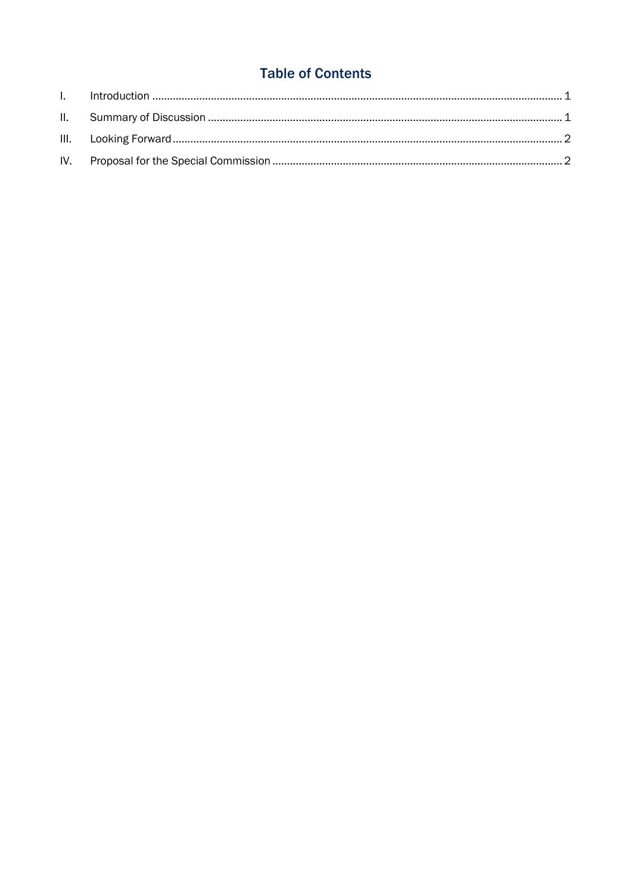## Table of Contents

| | | |
|---|---|---|
| I. | Introduction | 1 |
| II. | Summary of Discussion | 1 |
| III. | Looking Forward | 2 |
| IV. | Proposal for the Special Commission | 2 |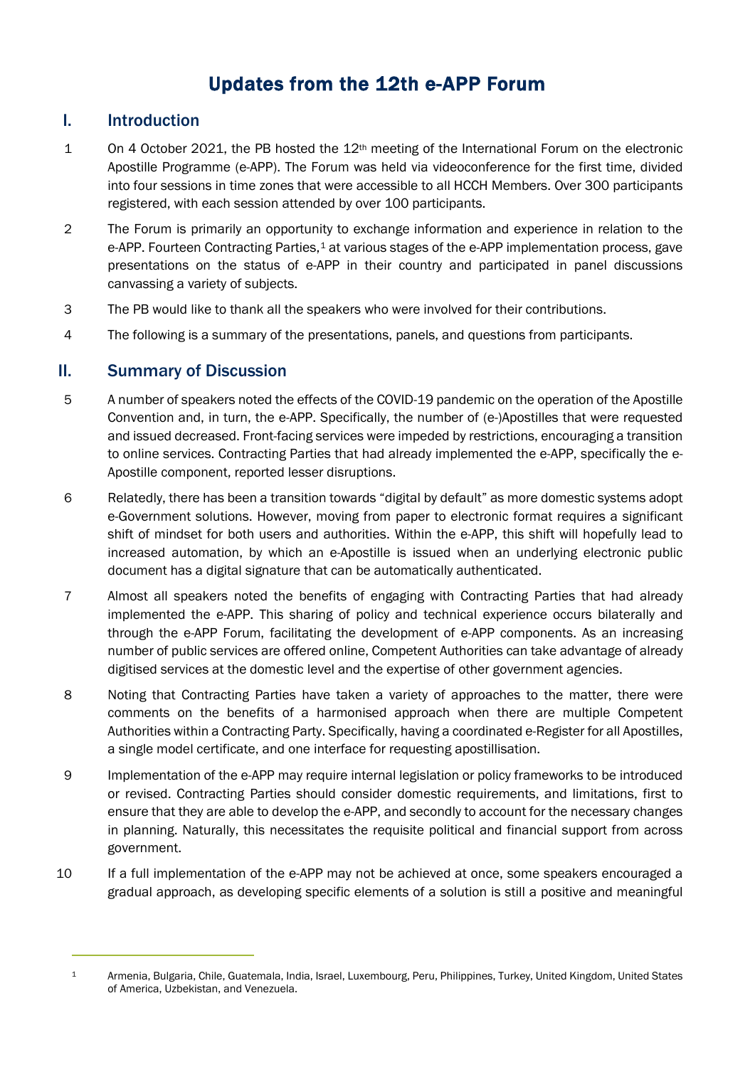# Updates from the 12th e-APP Forum

## I. Introduction

1 On 4 October 2021, the PB hosted the 12th meeting of the International Forum on the electronic Apostille Programme (e-APP). The Forum was held via videoconference for the first time, divided into four sessions in time zones that were accessible to all HCCH Members. Over 300 participants registered, with each session attended by over 100 participants.

2 The Forum is primarily an opportunity to exchange information and experience in relation to the e-APP. Fourteen Contracting Parties,[1] at various stages of the e-APP implementation process, gave presentations on the status of e-APP in their country and participated in panel discussions canvassing a variety of subjects.

3 The PB would like to thank all the speakers who were involved for their contributions.

4 The following is a summary of the presentations, panels, and questions from participants.

## II. Summary of Discussion

5 A number of speakers noted the effects of the COVID-19 pandemic on the operation of the Apostille Convention and, in turn, the e-APP. Specifically, the number of (e-)Apostilles that were requested and issued decreased. Front-facing services were impeded by restrictions, encouraging a transition to online services. Contracting Parties that had already implemented the e-APP, specifically the e-Apostille component, reported lesser disruptions.

6 Relatedly, there has been a transition towards "digital by default" as more domestic systems adopt e-Government solutions. However, moving from paper to electronic format requires a significant shift of mindset for both users and authorities. Within the e-APP, this shift will hopefully lead to increased automation, by which an e-Apostille is issued when an underlying electronic public document has a digital signature that can be automatically authenticated.

7 Almost all speakers noted the benefits of engaging with Contracting Parties that had already implemented the e-APP. This sharing of policy and technical experience occurs bilaterally and through the e-APP Forum, facilitating the development of e-APP components. As an increasing number of public services are offered online, Competent Authorities can take advantage of already digitised services at the domestic level and the expertise of other government agencies.

8 Noting that Contracting Parties have taken a variety of approaches to the matter, there were comments on the benefits of a harmonised approach when there are multiple Competent Authorities within a Contracting Party. Specifically, having a coordinated e-Register for all Apostilles, a single model certificate, and one interface for requesting apostillisation.

9 Implementation of the e-APP may require internal legislation or policy frameworks to be introduced or revised. Contracting Parties should consider domestic requirements, and limitations, first to ensure that they are able to develop the e-APP, and secondly to account for the necessary changes in planning. Naturally, this necessitates the requisite political and financial support from across government.

10 If a full implementation of the e-APP may not be achieved at once, some speakers encouraged a gradual approach, as developing specific elements of a solution is still a positive and meaningful

---

[1] Armenia, Bulgaria, Chile, Guatemala, India, Israel, Luxembourg, Peru, Philippines, Turkey, United Kingdom, United States of America, Uzbekistan, and Venezuela.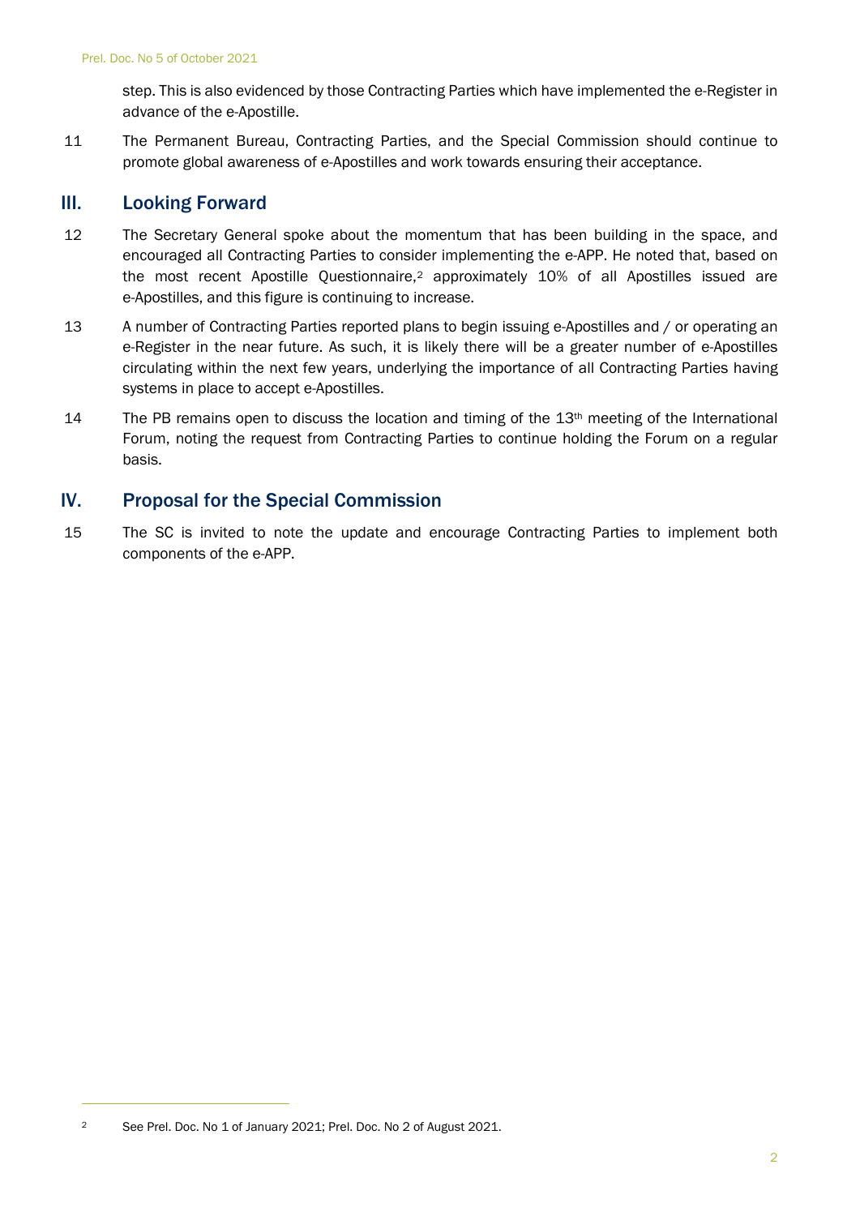step. This is also evidenced by those Contracting Parties which have implemented the e-Register in advance of the e-Apostille.

11 The Permanent Bureau, Contracting Parties, and the Special Commission should continue to promote global awareness of e-Apostilles and work towards ensuring their acceptance.

## III. Looking Forward

12 The Secretary General spoke about the momentum that has been building in the space, and encouraged all Contracting Parties to consider implementing the e-APP. He noted that, based on the most recent Apostille Questionnaire,[2] approximately 10% of all Apostilles issued are e-Apostilles, and this figure is continuing to increase.

13 A number of Contracting Parties reported plans to begin issuing e-Apostilles and / or operating an e-Register in the near future. As such, it is likely there will be a greater number of e-Apostilles circulating within the next few years, underlying the importance of all Contracting Parties having systems in place to accept e-Apostilles.

14 The PB remains open to discuss the location and timing of the 13th meeting of the International Forum, noting the request from Contracting Parties to continue holding the Forum on a regular basis.

## IV. Proposal for the Special Commission

15 The SC is invited to note the update and encourage Contracting Parties to implement both components of the e-APP.

---

[2] See Prel. Doc. No 1 of January 2021; Prel. Doc. No 2 of August 2021.